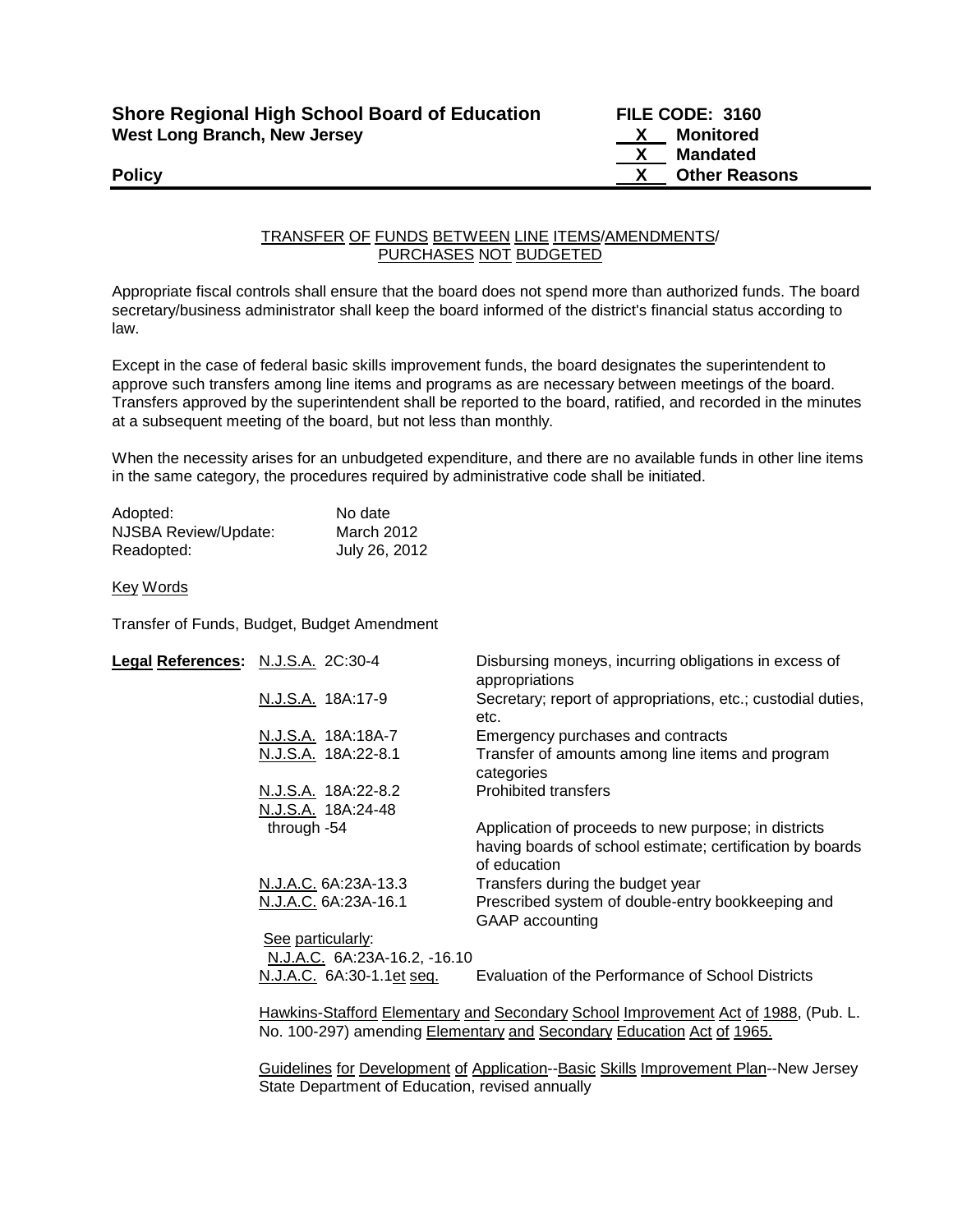**Shore Regional High School Board of Education**
**West Long Branch, New Jersey**

**FILE CODE: 3160**
**X Monitored**
**X Mandated**
**X Other Reasons**

**Policy**

## TRANSFER OF FUNDS BETWEEN LINE ITEMS/AMENDMENTS/ PURCHASES NOT BUDGETED

Appropriate fiscal controls shall ensure that the board does not spend more than authorized funds. The board secretary/business administrator shall keep the board informed of the district's financial status according to law.

Except in the case of federal basic skills improvement funds, the board designates the superintendent to approve such transfers among line items and programs as are necessary between meetings of the board. Transfers approved by the superintendent shall be reported to the board, ratified, and recorded in the minutes at a subsequent meeting of the board, but not less than monthly.

When the necessity arises for an unbudgeted expenditure, and there are no available funds in other line items in the same category, the procedures required by administrative code shall be initiated.

Adopted: No date
NJSBA Review/Update: March 2012
Readopted: July 26, 2012

Key Words

Transfer of Funds, Budget, Budget Amendment

**Legal References:**

| | |
|---|---|
| N.J.S.A. 2C:30-4 | Disbursing moneys, incurring obligations in excess of appropriations |
| N.J.S.A. 18A:17-9 | Secretary; report of appropriations, etc.; custodial duties, etc. |
| N.J.S.A. 18A:18A-7 | Emergency purchases and contracts |
| N.J.S.A. 18A:22-8.1 | Transfer of amounts among line items and program categories |
| N.J.S.A. 18A:22-8.2 | Prohibited transfers |
| N.J.S.A. 18A:24-48 through -54 | Application of proceeds to new purpose; in districts having boards of school estimate; certification by boards of education |
| N.J.A.C. 6A:23A-13.3 | Transfers during the budget year |
| N.J.A.C. 6A:23A-16.1 | Prescribed system of double-entry bookkeeping and GAAP accounting |
| See particularly: N.J.A.C. 6A:23A-16.2, -16.10 | |
| N.J.A.C. 6A:30-1.1et seq. | Evaluation of the Performance of School Districts |

Hawkins-Stafford Elementary and Secondary School Improvement Act of 1988, (Pub. L. No. 100-297) amending Elementary and Secondary Education Act of 1965.

Guidelines for Development of Application--Basic Skills Improvement Plan--New Jersey State Department of Education, revised annually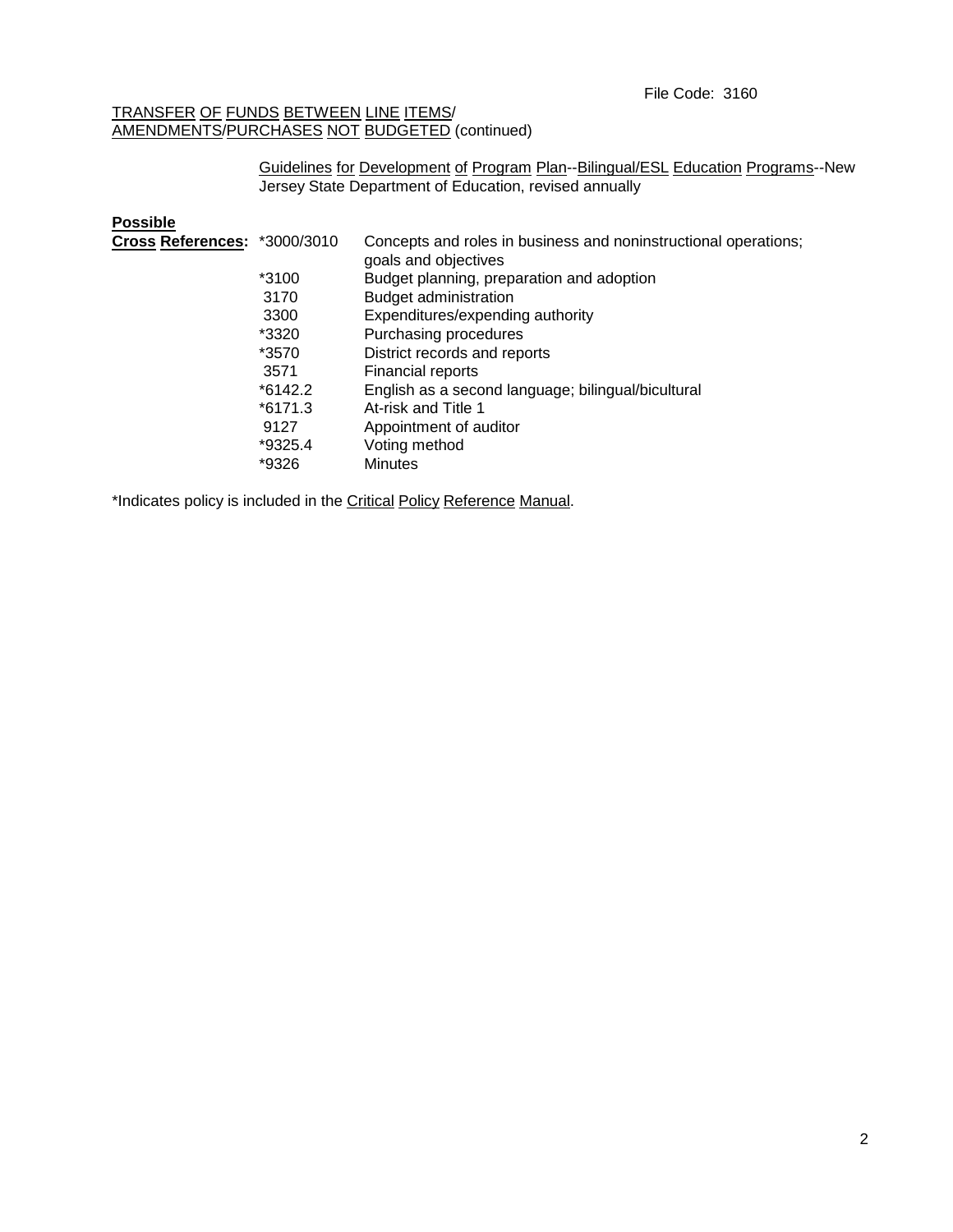File Code: 3160

TRANSFER OF FUNDS BETWEEN LINE ITEMS/
AMENDMENTS/PURCHASES NOT BUDGETED (continued)

Guidelines for Development of Program Plan--Bilingual/ESL Education Programs--New Jersey State Department of Education, revised annually

**Possible**
**Cross References:**

| | | |
|---|---|---|
| | *3000/3010 | Concepts and roles in business and noninstructional operations; goals and objectives |
| | *3100 | Budget planning, preparation and adoption |
| | 3170 | Budget administration |
| | 3300 | Expenditures/expending authority |
| | *3320 | Purchasing procedures |
| | *3570 | District records and reports |
| | 3571 | Financial reports |
| | *6142.2 | English as a second language; bilingual/bicultural |
| | *6171.3 | At-risk and Title 1 |
| | 9127 | Appointment of auditor |
| | *9325.4 | Voting method |
| | *9326 | Minutes |

*Indicates policy is included in the Critical Policy Reference Manual.